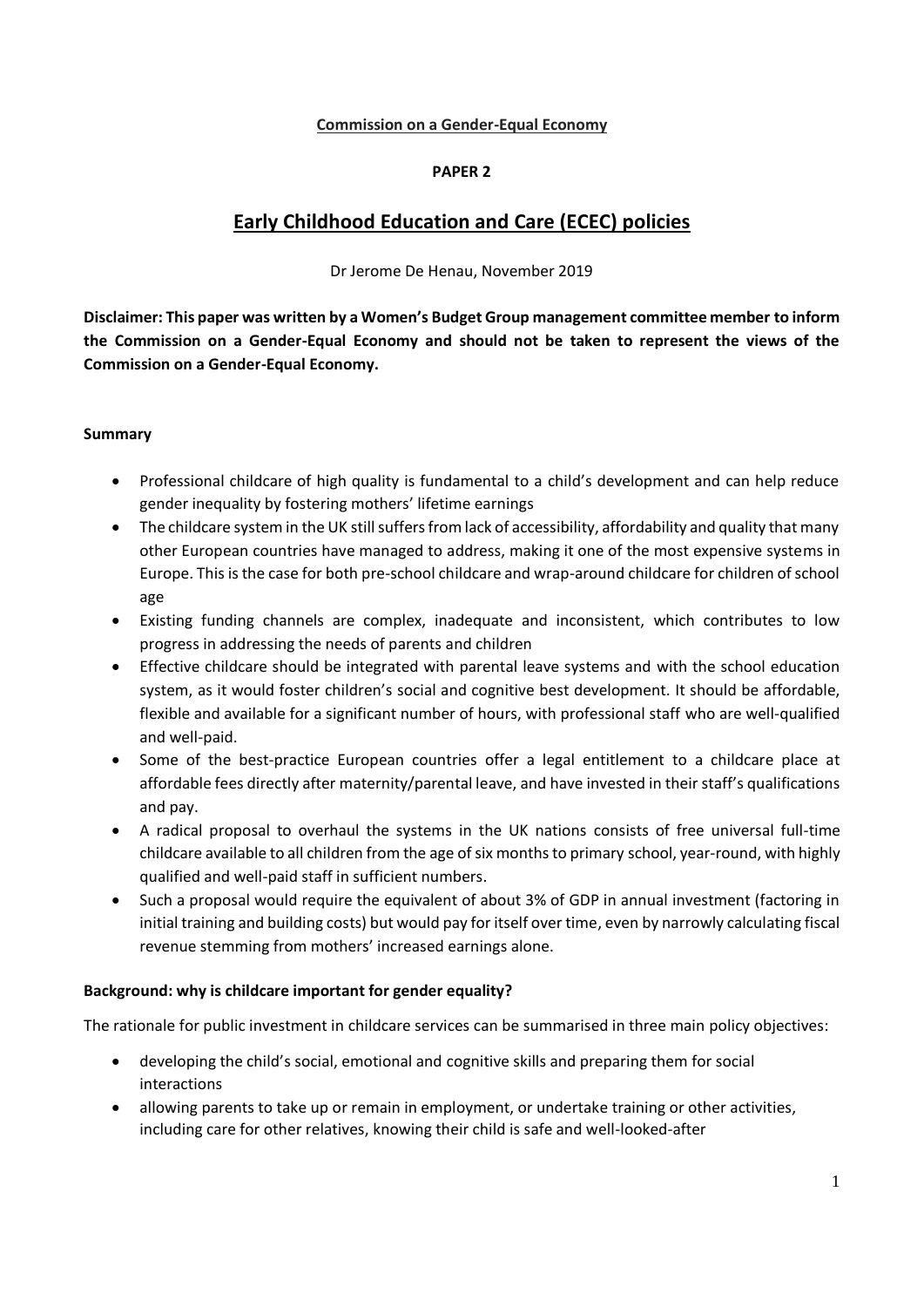**Commission on a Gender-Equal Economy**

**PAPER 2**

# Early Childhood Education and Care (ECEC) policies

Dr Jerome De Henau, November 2019

**Disclaimer: This paper was written by a Women's Budget Group management committee member to inform the Commission on a Gender-Equal Economy and should not be taken to represent the views of the Commission on a Gender-Equal Economy.**

## Summary

- Professional childcare of high quality is fundamental to a child's development and can help reduce gender inequality by fostering mothers' lifetime earnings
- The childcare system in the UK still suffers from lack of accessibility, affordability and quality that many other European countries have managed to address, making it one of the most expensive systems in Europe. This is the case for both pre-school childcare and wrap-around childcare for children of school age
- Existing funding channels are complex, inadequate and inconsistent, which contributes to low progress in addressing the needs of parents and children
- Effective childcare should be integrated with parental leave systems and with the school education system, as it would foster children's social and cognitive best development. It should be affordable, flexible and available for a significant number of hours, with professional staff who are well-qualified and well-paid.
- Some of the best-practice European countries offer a legal entitlement to a childcare place at affordable fees directly after maternity/parental leave, and have invested in their staff's qualifications and pay.
- A radical proposal to overhaul the systems in the UK nations consists of free universal full-time childcare available to all children from the age of six months to primary school, year-round, with highly qualified and well-paid staff in sufficient numbers.
- Such a proposal would require the equivalent of about 3% of GDP in annual investment (factoring in initial training and building costs) but would pay for itself over time, even by narrowly calculating fiscal revenue stemming from mothers' increased earnings alone.

## Background: why is childcare important for gender equality?

The rationale for public investment in childcare services can be summarised in three main policy objectives:

- developing the child's social, emotional and cognitive skills and preparing them for social interactions
- allowing parents to take up or remain in employment, or undertake training or other activities, including care for other relatives, knowing their child is safe and well-looked-after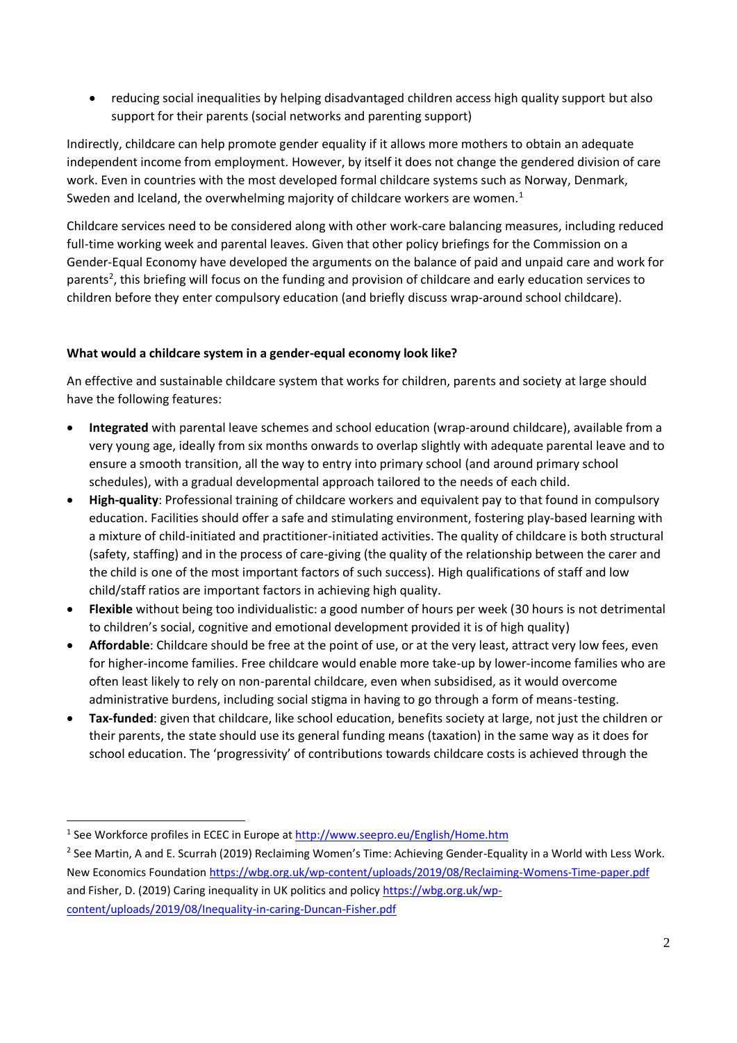- reducing social inequalities by helping disadvantaged children access high quality support but also support for their parents (social networks and parenting support)

Indirectly, childcare can help promote gender equality if it allows more mothers to obtain an adequate independent income from employment. However, by itself it does not change the gendered division of care work. Even in countries with the most developed formal childcare systems such as Norway, Denmark, Sweden and Iceland, the overwhelming majority of childcare workers are women.[1]

Childcare services need to be considered along with other work-care balancing measures, including reduced full-time working week and parental leaves. Given that other policy briefings for the Commission on a Gender-Equal Economy have developed the arguments on the balance of paid and unpaid care and work for parents[2], this briefing will focus on the funding and provision of childcare and early education services to children before they enter compulsory education (and briefly discuss wrap-around school childcare).

**What would a childcare system in a gender-equal economy look like?**

An effective and sustainable childcare system that works for children, parents and society at large should have the following features:

- **Integrated** with parental leave schemes and school education (wrap-around childcare), available from a very young age, ideally from six months onwards to overlap slightly with adequate parental leave and to ensure a smooth transition, all the way to entry into primary school (and around primary school schedules), with a gradual developmental approach tailored to the needs of each child.
- **High-quality**: Professional training of childcare workers and equivalent pay to that found in compulsory education. Facilities should offer a safe and stimulating environment, fostering play-based learning with a mixture of child-initiated and practitioner-initiated activities. The quality of childcare is both structural (safety, staffing) and in the process of care-giving (the quality of the relationship between the carer and the child is one of the most important factors of such success). High qualifications of staff and low child/staff ratios are important factors in achieving high quality.
- **Flexible** without being too individualistic: a good number of hours per week (30 hours is not detrimental to children's social, cognitive and emotional development provided it is of high quality)
- **Affordable**: Childcare should be free at the point of use, or at the very least, attract very low fees, even for higher-income families. Free childcare would enable more take-up by lower-income families who are often least likely to rely on non-parental childcare, even when subsidised, as it would overcome administrative burdens, including social stigma in having to go through a form of means-testing.
- **Tax-funded**: given that childcare, like school education, benefits society at large, not just the children or their parents, the state should use its general funding means (taxation) in the same way as it does for school education. The 'progressivity' of contributions towards childcare costs is achieved through the

---

[1] See Workforce profiles in ECEC in Europe at http://www.seepro.eu/English/Home.htm

[2] See Martin, A and E. Scurrah (2019) Reclaiming Women's Time: Achieving Gender-Equality in a World with Less Work. New Economics Foundation https://wbg.org.uk/wp-content/uploads/2019/08/Reclaiming-Womens-Time-paper.pdf and Fisher, D. (2019) Caring inequality in UK politics and policy https://wbg.org.uk/wp-content/uploads/2019/08/Inequality-in-caring-Duncan-Fisher.pdf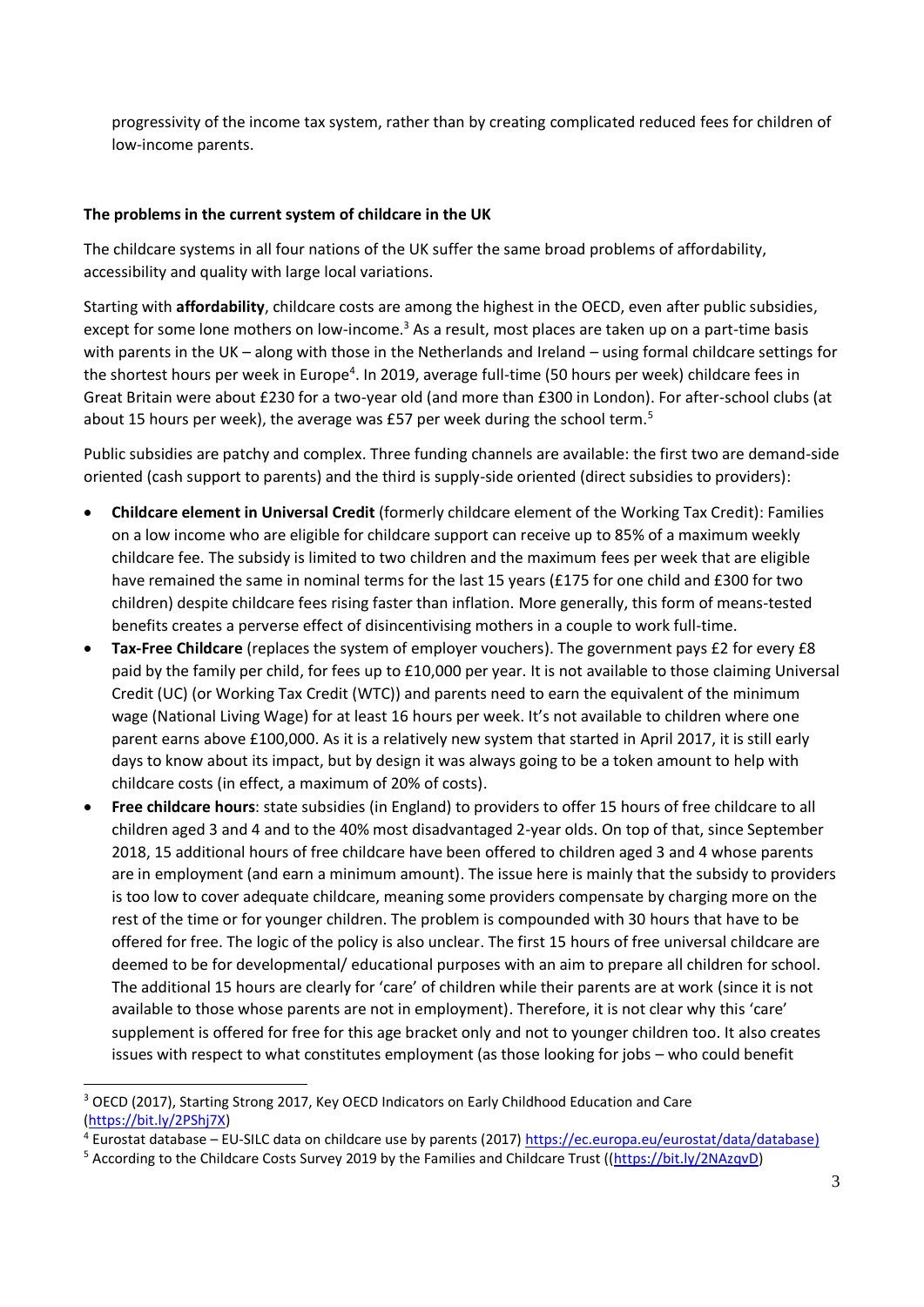progressivity of the income tax system, rather than by creating complicated reduced fees for children of low-income parents.

**The problems in the current system of childcare in the UK**

The childcare systems in all four nations of the UK suffer the same broad problems of affordability, accessibility and quality with large local variations.

Starting with **affordability**, childcare costs are among the highest in the OECD, even after public subsidies, except for some lone mothers on low-income.[3] As a result, most places are taken up on a part-time basis with parents in the UK – along with those in the Netherlands and Ireland – using formal childcare settings for the shortest hours per week in Europe[4]. In 2019, average full-time (50 hours per week) childcare fees in Great Britain were about £230 for a two-year old (and more than £300 in London). For after-school clubs (at about 15 hours per week), the average was £57 per week during the school term.[5]

Public subsidies are patchy and complex. Three funding channels are available: the first two are demand-side oriented (cash support to parents) and the third is supply-side oriented (direct subsidies to providers):

- **Childcare element in Universal Credit** (formerly childcare element of the Working Tax Credit): Families on a low income who are eligible for childcare support can receive up to 85% of a maximum weekly childcare fee. The subsidy is limited to two children and the maximum fees per week that are eligible have remained the same in nominal terms for the last 15 years (£175 for one child and £300 for two children) despite childcare fees rising faster than inflation. More generally, this form of means-tested benefits creates a perverse effect of disincentivising mothers in a couple to work full-time.
- **Tax-Free Childcare** (replaces the system of employer vouchers). The government pays £2 for every £8 paid by the family per child, for fees up to £10,000 per year. It is not available to those claiming Universal Credit (UC) (or Working Tax Credit (WTC)) and parents need to earn the equivalent of the minimum wage (National Living Wage) for at least 16 hours per week. It's not available to children where one parent earns above £100,000. As it is a relatively new system that started in April 2017, it is still early days to know about its impact, but by design it was always going to be a token amount to help with childcare costs (in effect, a maximum of 20% of costs).
- **Free childcare hours**: state subsidies (in England) to providers to offer 15 hours of free childcare to all children aged 3 and 4 and to the 40% most disadvantaged 2-year olds. On top of that, since September 2018, 15 additional hours of free childcare have been offered to children aged 3 and 4 whose parents are in employment (and earn a minimum amount). The issue here is mainly that the subsidy to providers is too low to cover adequate childcare, meaning some providers compensate by charging more on the rest of the time or for younger children. The problem is compounded with 30 hours that have to be offered for free. The logic of the policy is also unclear. The first 15 hours of free universal childcare are deemed to be for developmental/ educational purposes with an aim to prepare all children for school. The additional 15 hours are clearly for 'care' of children while their parents are at work (since it is not available to those whose parents are not in employment). Therefore, it is not clear why this 'care' supplement is offered for free for this age bracket only and not to younger children too. It also creates issues with respect to what constitutes employment (as those looking for jobs – who could benefit

---

[3] OECD (2017), Starting Strong 2017, Key OECD Indicators on Early Childhood Education and Care (https://bit.ly/2PShj7X)

[4] Eurostat database – EU-SILC data on childcare use by parents (2017) https://ec.europa.eu/eurostat/data/database)

[5] According to the Childcare Costs Survey 2019 by the Families and Childcare Trust ((https://bit.ly/2NAzqvD)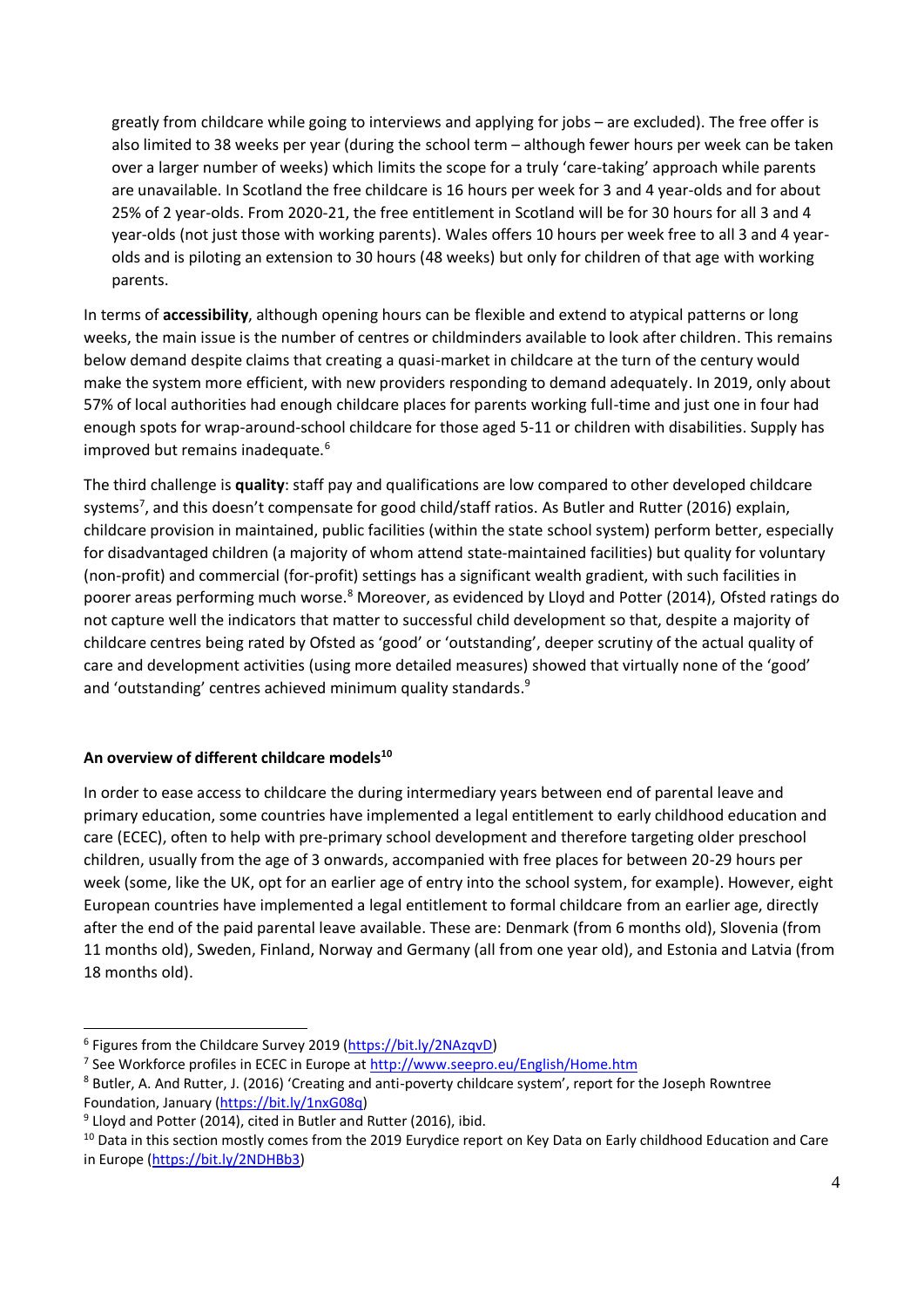greatly from childcare while going to interviews and applying for jobs – are excluded). The free offer is also limited to 38 weeks per year (during the school term – although fewer hours per week can be taken over a larger number of weeks) which limits the scope for a truly 'care-taking' approach while parents are unavailable. In Scotland the free childcare is 16 hours per week for 3 and 4 year-olds and for about 25% of 2 year-olds. From 2020-21, the free entitlement in Scotland will be for 30 hours for all 3 and 4 year-olds (not just those with working parents). Wales offers 10 hours per week free to all 3 and 4 year-olds and is piloting an extension to 30 hours (48 weeks) but only for children of that age with working parents.

In terms of **accessibility**, although opening hours can be flexible and extend to atypical patterns or long weeks, the main issue is the number of centres or childminders available to look after children. This remains below demand despite claims that creating a quasi-market in childcare at the turn of the century would make the system more efficient, with new providers responding to demand adequately. In 2019, only about 57% of local authorities had enough childcare places for parents working full-time and just one in four had enough spots for wrap-around-school childcare for those aged 5-11 or children with disabilities. Supply has improved but remains inadequate.[6]

The third challenge is **quality**: staff pay and qualifications are low compared to other developed childcare systems[7], and this doesn't compensate for good child/staff ratios. As Butler and Rutter (2016) explain, childcare provision in maintained, public facilities (within the state school system) perform better, especially for disadvantaged children (a majority of whom attend state-maintained facilities) but quality for voluntary (non-profit) and commercial (for-profit) settings has a significant wealth gradient, with such facilities in poorer areas performing much worse.[8] Moreover, as evidenced by Lloyd and Potter (2014), Ofsted ratings do not capture well the indicators that matter to successful child development so that, despite a majority of childcare centres being rated by Ofsted as 'good' or 'outstanding', deeper scrutiny of the actual quality of care and development activities (using more detailed measures) showed that virtually none of the 'good' and 'outstanding' centres achieved minimum quality standards.[9]

### An overview of different childcare models[10]

In order to ease access to childcare the during intermediary years between end of parental leave and primary education, some countries have implemented a legal entitlement to early childhood education and care (ECEC), often to help with pre-primary school development and therefore targeting older preschool children, usually from the age of 3 onwards, accompanied with free places for between 20-29 hours per week (some, like the UK, opt for an earlier age of entry into the school system, for example). However, eight European countries have implemented a legal entitlement to formal childcare from an earlier age, directly after the end of the paid parental leave available. These are: Denmark (from 6 months old), Slovenia (from 11 months old), Sweden, Finland, Norway and Germany (all from one year old), and Estonia and Latvia (from 18 months old).

---

[6] Figures from the Childcare Survey 2019 (https://bit.ly/2NAzqvD)

[7] See Workforce profiles in ECEC in Europe at http://www.seepro.eu/English/Home.htm

[8] Butler, A. And Rutter, J. (2016) 'Creating and anti-poverty childcare system', report for the Joseph Rowntree Foundation, January (https://bit.ly/1nxG08q)

[9] Lloyd and Potter (2014), cited in Butler and Rutter (2016), ibid.

[10] Data in this section mostly comes from the 2019 Eurydice report on Key Data on Early childhood Education and Care in Europe (https://bit.ly/2NDHBb3)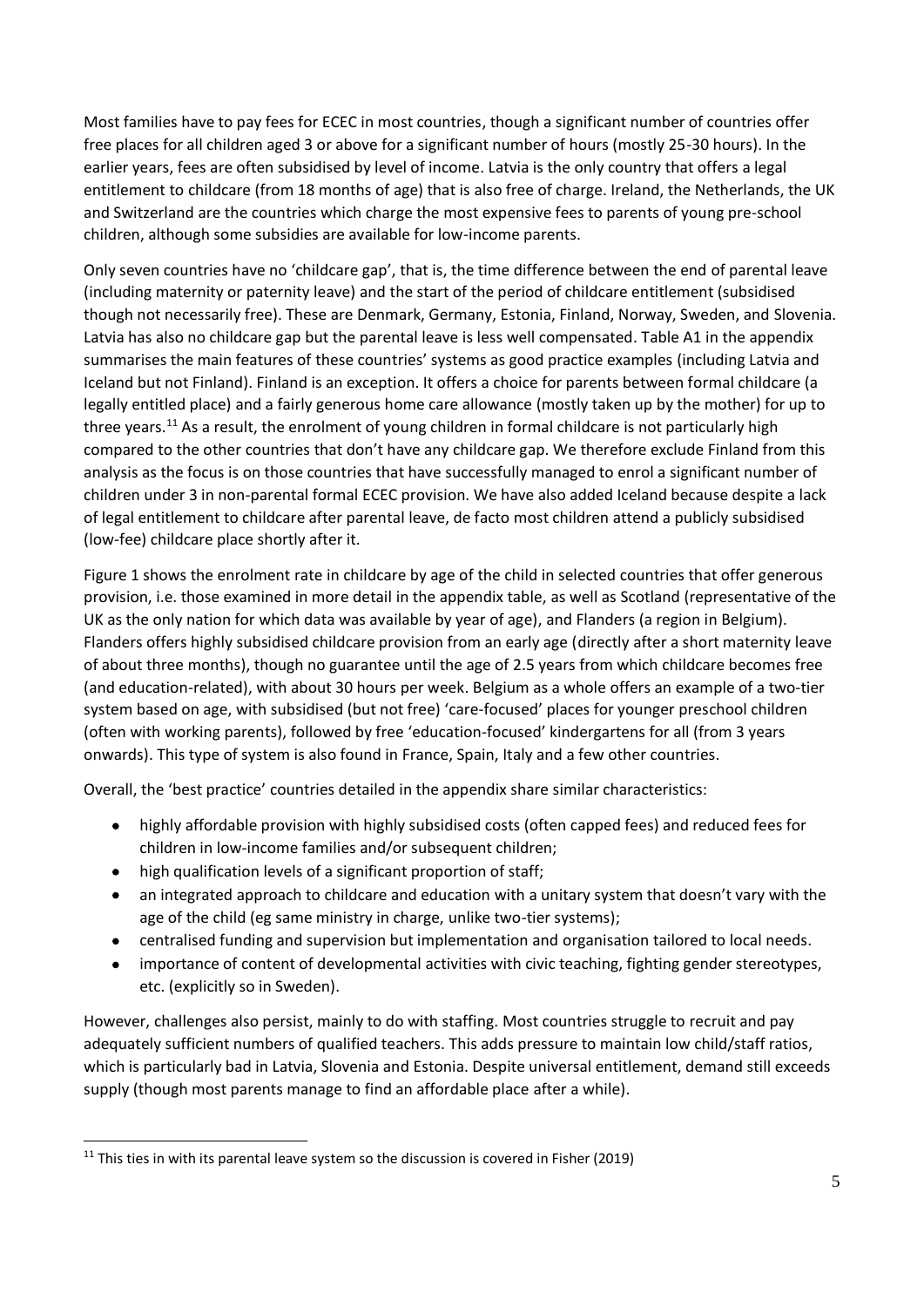Most families have to pay fees for ECEC in most countries, though a significant number of countries offer free places for all children aged 3 or above for a significant number of hours (mostly 25-30 hours). In the earlier years, fees are often subsidised by level of income. Latvia is the only country that offers a legal entitlement to childcare (from 18 months of age) that is also free of charge. Ireland, the Netherlands, the UK and Switzerland are the countries which charge the most expensive fees to parents of young pre-school children, although some subsidies are available for low-income parents.

Only seven countries have no 'childcare gap', that is, the time difference between the end of parental leave (including maternity or paternity leave) and the start of the period of childcare entitlement (subsidised though not necessarily free). These are Denmark, Germany, Estonia, Finland, Norway, Sweden, and Slovenia. Latvia has also no childcare gap but the parental leave is less well compensated. Table A1 in the appendix summarises the main features of these countries' systems as good practice examples (including Latvia and Iceland but not Finland). Finland is an exception. It offers a choice for parents between formal childcare (a legally entitled place) and a fairly generous home care allowance (mostly taken up by the mother) for up to three years.[11] As a result, the enrolment of young children in formal childcare is not particularly high compared to the other countries that don't have any childcare gap. We therefore exclude Finland from this analysis as the focus is on those countries that have successfully managed to enrol a significant number of children under 3 in non-parental formal ECEC provision. We have also added Iceland because despite a lack of legal entitlement to childcare after parental leave, de facto most children attend a publicly subsidised (low-fee) childcare place shortly after it.

Figure 1 shows the enrolment rate in childcare by age of the child in selected countries that offer generous provision, i.e. those examined in more detail in the appendix table, as well as Scotland (representative of the UK as the only nation for which data was available by year of age), and Flanders (a region in Belgium). Flanders offers highly subsidised childcare provision from an early age (directly after a short maternity leave of about three months), though no guarantee until the age of 2.5 years from which childcare becomes free (and education-related), with about 30 hours per week. Belgium as a whole offers an example of a two-tier system based on age, with subsidised (but not free) 'care-focused' places for younger preschool children (often with working parents), followed by free 'education-focused' kindergartens for all (from 3 years onwards). This type of system is also found in France, Spain, Italy and a few other countries.

Overall, the 'best practice' countries detailed in the appendix share similar characteristics:

- highly affordable provision with highly subsidised costs (often capped fees) and reduced fees for children in low-income families and/or subsequent children;
- high qualification levels of a significant proportion of staff;
- an integrated approach to childcare and education with a unitary system that doesn't vary with the age of the child (eg same ministry in charge, unlike two-tier systems);
- centralised funding and supervision but implementation and organisation tailored to local needs.
- importance of content of developmental activities with civic teaching, fighting gender stereotypes, etc. (explicitly so in Sweden).

However, challenges also persist, mainly to do with staffing. Most countries struggle to recruit and pay adequately sufficient numbers of qualified teachers. This adds pressure to maintain low child/staff ratios, which is particularly bad in Latvia, Slovenia and Estonia. Despite universal entitlement, demand still exceeds supply (though most parents manage to find an affordable place after a while).

[11] This ties in with its parental leave system so the discussion is covered in Fisher (2019)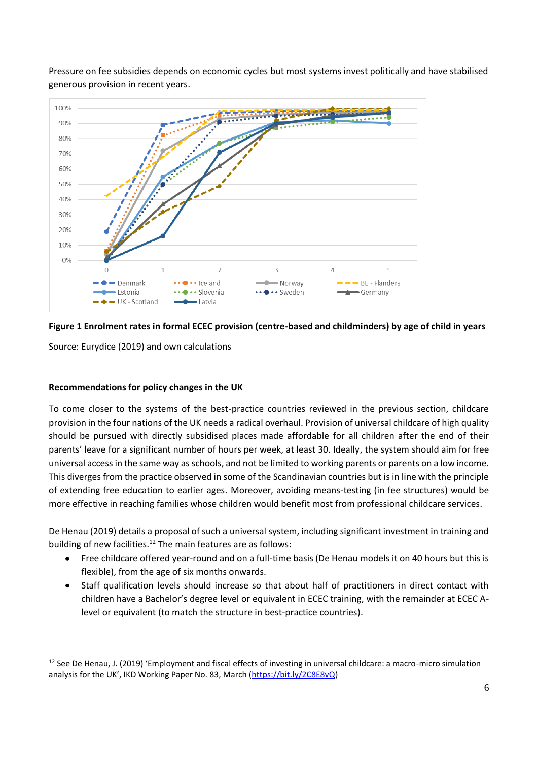Pressure on fee subsidies depends on economic cycles but most systems invest politically and have stabilised generous provision in recent years.

**Figure 1 Enrolment rates in formal ECEC provision (centre-based and childminders) by age of child in years**

Source: Eurydice (2019) and own calculations

**Recommendations for policy changes in the UK**

To come closer to the systems of the best-practice countries reviewed in the previous section, childcare provision in the four nations of the UK needs a radical overhaul. Provision of universal childcare of high quality should be pursued with directly subsidised places made affordable for all children after the end of their parents' leave for a significant number of hours per week, at least 30. Ideally, the system should aim for free universal access in the same way as schools, and not be limited to working parents or parents on a low income. This diverges from the practice observed in some of the Scandinavian countries but is in line with the principle of extending free education to earlier ages. Moreover, avoiding means-testing (in fee structures) would be more effective in reaching families whose children would benefit most from professional childcare services.

De Henau (2019) details a proposal of such a universal system, including significant investment in training and building of new facilities.[12] The main features are as follows:

- Free childcare offered year-round and on a full-time basis (De Henau models it on 40 hours but this is flexible), from the age of six months onwards.
- Staff qualification levels should increase so that about half of practitioners in direct contact with children have a Bachelor's degree level or equivalent in ECEC training, with the remainder at ECEC A-level or equivalent (to match the structure in best-practice countries).

[12] See De Henau, J. (2019) 'Employment and fiscal effects of investing in universal childcare: a macro-micro simulation analysis for the UK', IKD Working Paper No. 83, March (https://bit.ly/2C8E8vQ)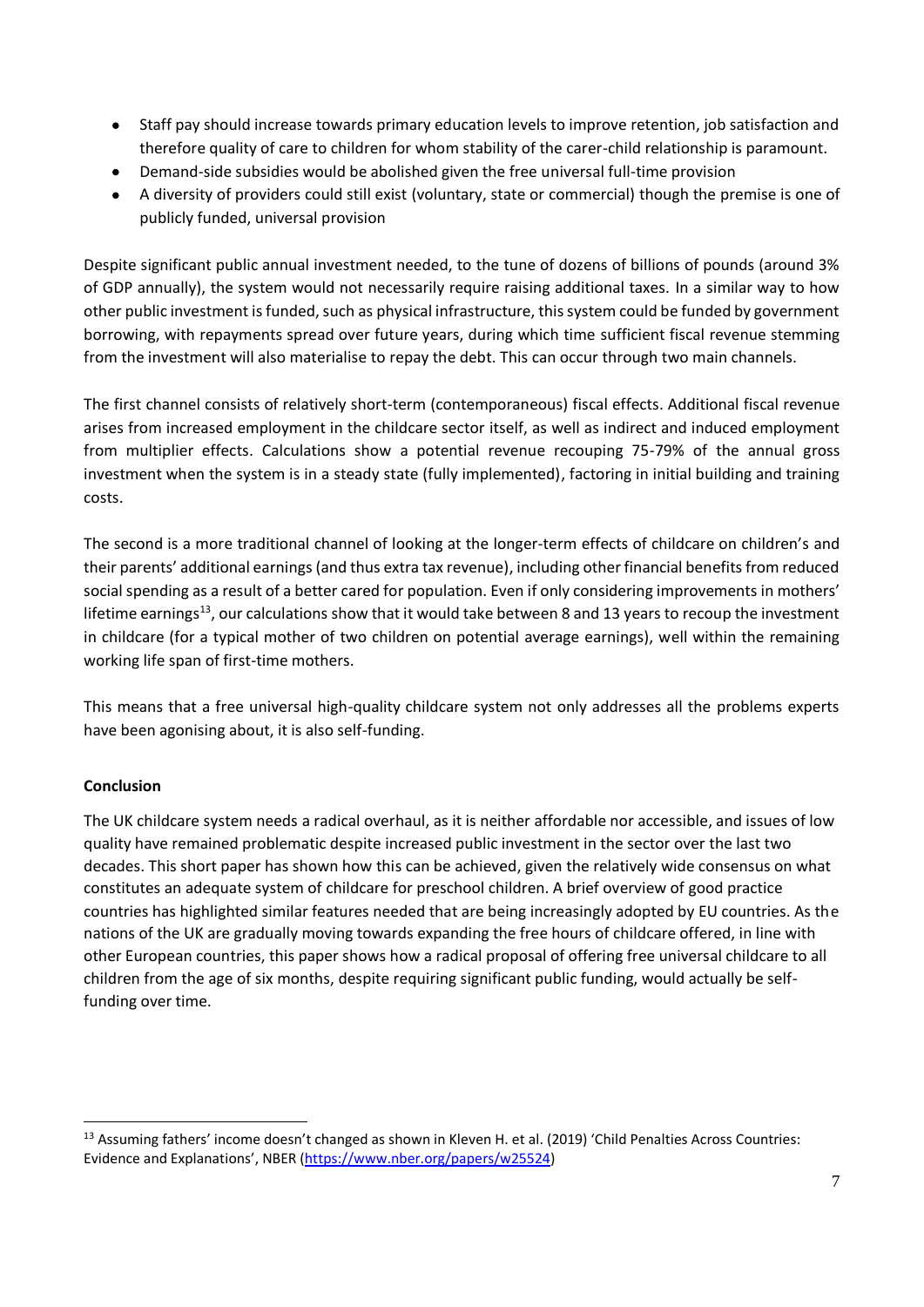- Staff pay should increase towards primary education levels to improve retention, job satisfaction and therefore quality of care to children for whom stability of the carer-child relationship is paramount.
- Demand-side subsidies would be abolished given the free universal full-time provision
- A diversity of providers could still exist (voluntary, state or commercial) though the premise is one of publicly funded, universal provision

Despite significant public annual investment needed, to the tune of dozens of billions of pounds (around 3% of GDP annually), the system would not necessarily require raising additional taxes. In a similar way to how other public investment is funded, such as physical infrastructure, this system could be funded by government borrowing, with repayments spread over future years, during which time sufficient fiscal revenue stemming from the investment will also materialise to repay the debt. This can occur through two main channels.

The first channel consists of relatively short-term (contemporaneous) fiscal effects. Additional fiscal revenue arises from increased employment in the childcare sector itself, as well as indirect and induced employment from multiplier effects. Calculations show a potential revenue recouping 75-79% of the annual gross investment when the system is in a steady state (fully implemented), factoring in initial building and training costs.

The second is a more traditional channel of looking at the longer-term effects of childcare on children's and their parents' additional earnings (and thus extra tax revenue), including other financial benefits from reduced social spending as a result of a better cared for population. Even if only considering improvements in mothers' lifetime earnings[13], our calculations show that it would take between 8 and 13 years to recoup the investment in childcare (for a typical mother of two children on potential average earnings), well within the remaining working life span of first-time mothers.

This means that a free universal high-quality childcare system not only addresses all the problems experts have been agonising about, it is also self-funding.

**Conclusion**

The UK childcare system needs a radical overhaul, as it is neither affordable nor accessible, and issues of low quality have remained problematic despite increased public investment in the sector over the last two decades. This short paper has shown how this can be achieved, given the relatively wide consensus on what constitutes an adequate system of childcare for preschool children. A brief overview of good practice countries has highlighted similar features needed that are being increasingly adopted by EU countries. As the nations of the UK are gradually moving towards expanding the free hours of childcare offered, in line with other European countries, this paper shows how a radical proposal of offering free universal childcare to all children from the age of six months, despite requiring significant public funding, would actually be self-funding over time.

[13] Assuming fathers' income doesn't changed as shown in Kleven H. et al. (2019) 'Child Penalties Across Countries: Evidence and Explanations', NBER (https://www.nber.org/papers/w25524)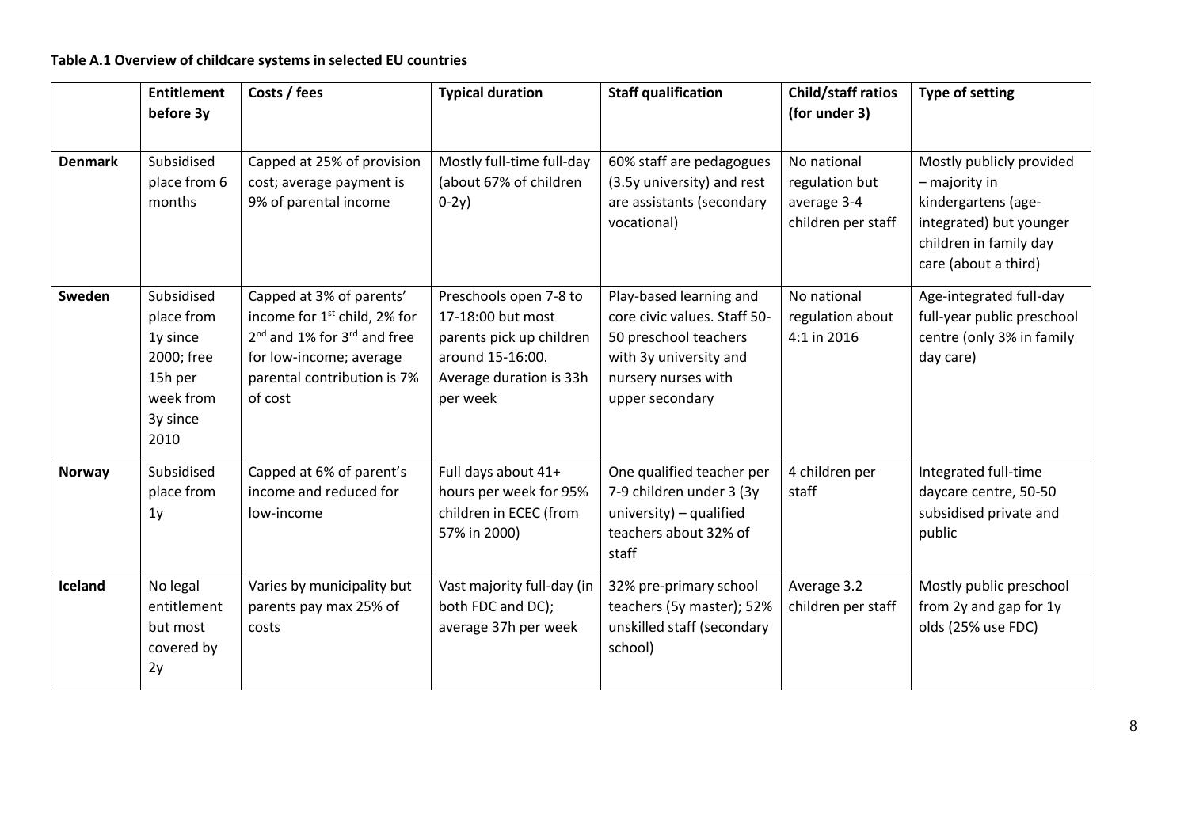**Table A.1 Overview of childcare systems in selected EU countries**

| | Entitlement before 3y | Costs / fees | Typical duration | Staff qualification | Child/staff ratios (for under 3) | Type of setting |
|---|---|---|---|---|---|---|
| **Denmark** | Subsidised place from 6 months | Capped at 25% of provision cost; average payment is 9% of parental income | Mostly full-time full-day (about 67% of children 0-2y) | 60% staff are pedagogues (3.5y university) and rest are assistants (secondary vocational) | No national regulation but average 3-4 children per staff | Mostly publicly provided – majority in kindergartens (age-integrated) but younger children in family day care (about a third) |
| **Sweden** | Subsidised place from 1y since 2000; free 15h per week from 3y since 2010 | Capped at 3% of parents' income for 1st child, 2% for 2nd and 1% for 3rd and free for low-income; average parental contribution is 7% of cost | Preschools open 7-8 to 17-18:00 but most parents pick up children around 15-16:00. Average duration is 33h per week | Play-based learning and core civic values. Staff 50-50 preschool teachers with 3y university and nursery nurses with upper secondary | No national regulation about 4:1 in 2016 | Age-integrated full-day full-year public preschool centre (only 3% in family day care) |
| **Norway** | Subsidised place from 1y | Capped at 6% of parent's income and reduced for low-income | Full days about 41+ hours per week for 95% children in ECEC (from 57% in 2000) | One qualified teacher per 7-9 children under 3 (3y university) – qualified teachers about 32% of staff | 4 children per staff | Integrated full-time daycare centre, 50-50 subsidised private and public |
| **Iceland** | No legal entitlement but most covered by 2y | Varies by municipality but parents pay max 25% of costs | Vast majority full-day (in both FDC and DC); average 37h per week | 32% pre-primary school teachers (5y master); 52% unskilled staff (secondary school) | Average 3.2 children per staff | Mostly public preschool from 2y and gap for 1y olds (25% use FDC) |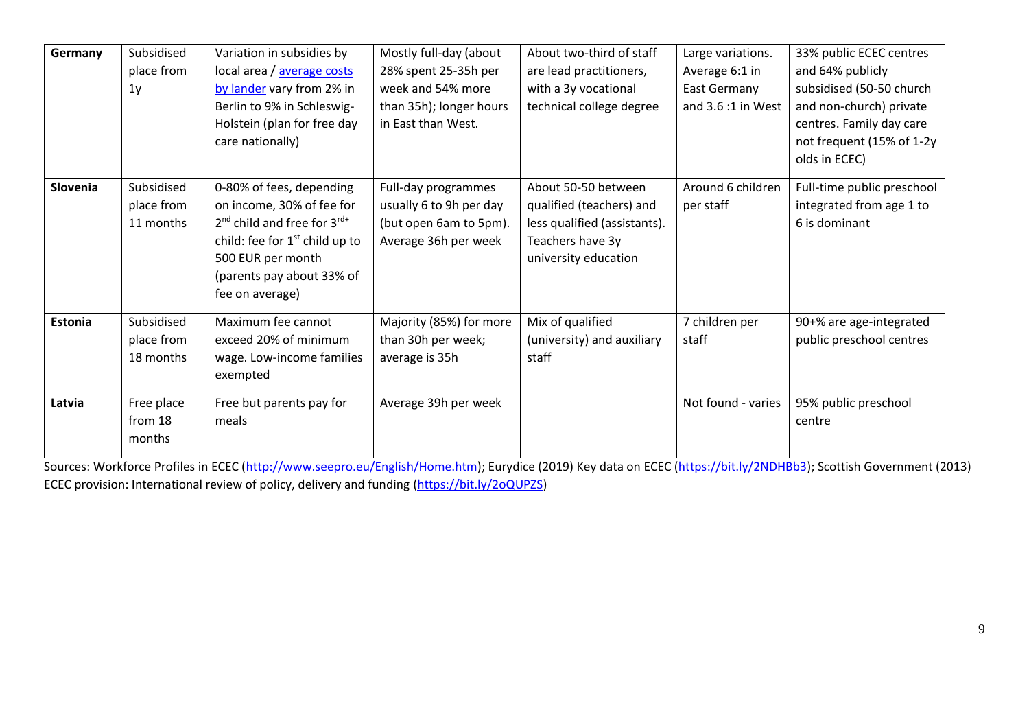| | | | | | | |
|---|---|---|---|---|---|---|
| **Germany** | Subsidised place from 1y | Variation in subsidies by local area / [average costs by lander](#) vary from 2% in Berlin to 9% in Schleswig-Holstein (plan for free day care nationally) | Mostly full-day (about 28% spent 25-35h per week and 54% more than 35h); longer hours in East than West. | About two-third of staff are lead practitioners, with a 3y vocational technical college degree | Large variations. Average 6:1 in East Germany and 3.6 :1 in West | 33% public ECEC centres and 64% publicly subsidised (50-50 church and non-church) private centres. Family day care not frequent (15% of 1-2y olds in ECEC) |
| **Slovenia** | Subsidised place from 11 months | 0-80% of fees, depending on income, 30% of fee for 2nd child and free for 3rd+ child: fee for 1st child up to 500 EUR per month (parents pay about 33% of fee on average) | Full-day programmes usually 6 to 9h per day (but open 6am to 5pm). Average 36h per week | About 50-50 between qualified (teachers) and less qualified (assistants). Teachers have 3y university education | Around 6 children per staff | Full-time public preschool integrated from age 1 to 6 is dominant |
| **Estonia** | Subsidised place from 18 months | Maximum fee cannot exceed 20% of minimum wage. Low-income families exempted | Majority (85%) for more than 30h per week; average is 35h | Mix of qualified (university) and auxiliary staff | 7 children per staff | 90+% are age-integrated public preschool centres |
| **Latvia** | Free place from 18 months | Free but parents pay for meals | Average 39h per week | | Not found - varies | 95% public preschool centre |

Sources: Workforce Profiles in ECEC (http://www.seepro.eu/English/Home.htm); Eurydice (2019) Key data on ECEC (https://bit.ly/2NDHBb3); Scottish Government (2013) ECEC provision: International review of policy, delivery and funding (https://bit.ly/2oQUPZS)